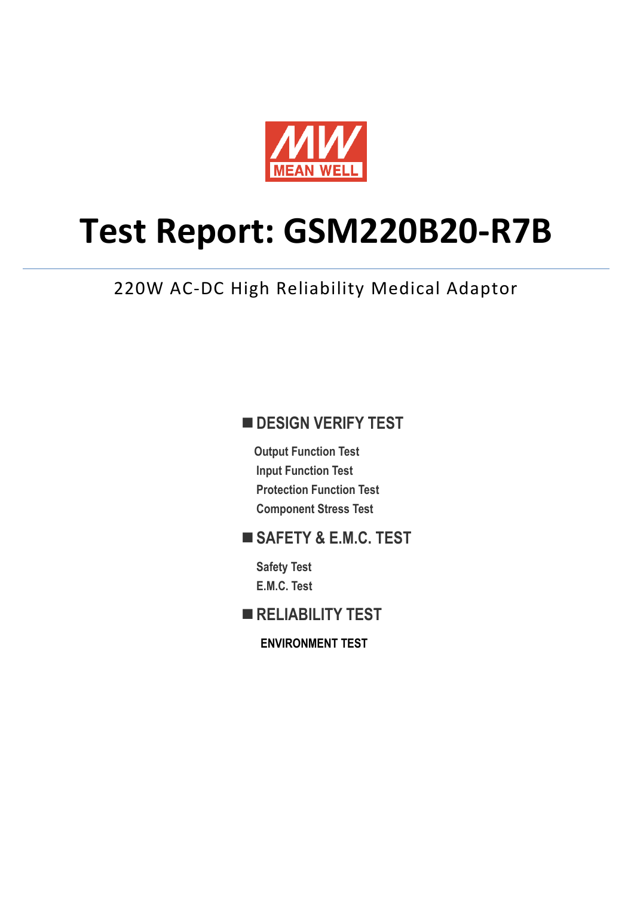MEAN WELL

# Test Report: GSM220B20-R7B

220W AC-DC High Reliability Medical Adaptor

## ■ DESIGN VERIFY TEST

- Output Function Test
- Input Function Test
- Protection Function Test
- Component Stress Test

## ■ SAFETY & E.M.C. TEST

- Safety Test
- E.M.C. Test

## ■ RELIABILITY TEST

**ENVIRONMENT TEST**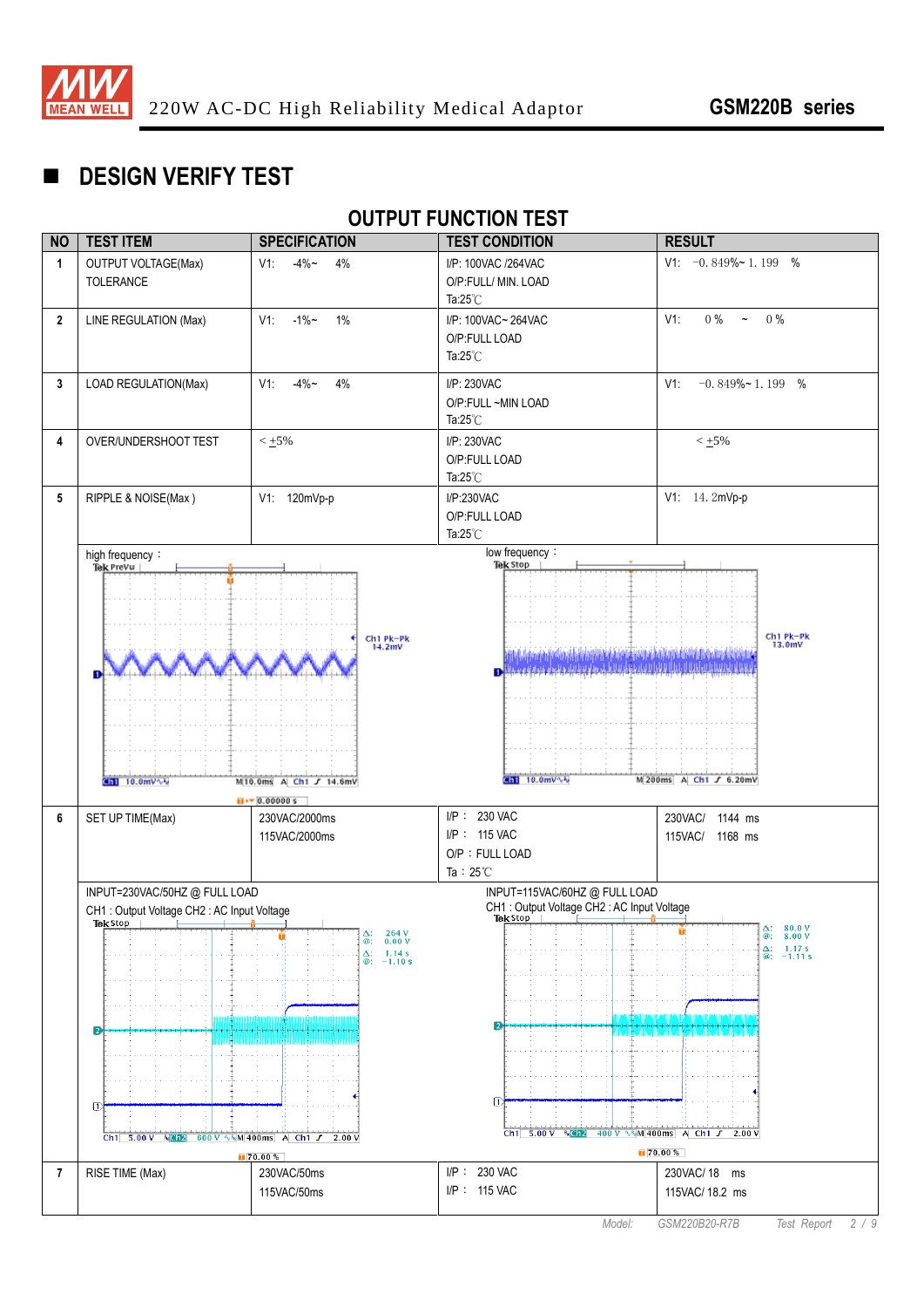## ■ DESIGN VERIFY TEST

### OUTPUT FUNCTION TEST

| NO | TEST ITEM | SPECIFICATION | TEST CONDITION | RESULT |
|---|---|---|---|---|
| 1 | OUTPUT VOLTAGE(Max) TOLERANCE | V1: -4%~ 4% | I/P: 100VAC /264VAC<br>O/P:FULL/ MIN. LOAD<br>Ta:25℃ | V1: -0.849%~ 1.199 % |
| 2 | LINE REGULATION (Max) | V1: -1%~ 1% | I/P: 100VAC~ 264VAC<br>O/P:FULL LOAD<br>Ta:25℃ | V1: 0 % ~ 0 % |
| 3 | LOAD REGULATION(Max) | V1: -4%~ 4% | I/P: 230VAC<br>O/P:FULL ~MIN LOAD<br>Ta:25℃ | V1: -0.849%~ 1.199 % |
| 4 | OVER/UNDERSHOOT TEST | < ±5% | I/P: 230VAC<br>O/P:FULL LOAD<br>Ta:25℃ | < ±5% |
| 5 | RIPPLE & NOISE(Max ) | V1: 120mVp-p | I/P:230VAC<br>O/P:FULL LOAD<br>Ta:25℃ | V1: 14.2mVp-p |
| | high frequency : | | low frequency : | |
| 6 | SET UP TIME(Max) | 230VAC/2000ms<br>115VAC/2000ms | I/P : 230 VAC<br>I/P : 115 VAC<br>O/P : FULL LOAD<br>Ta : 25℃ | 230VAC/ 1144 ms<br>115VAC/ 1168 ms |
| | INPUT=230VAC/50HZ @ FULL LOAD<br>CH1 : Output Voltage CH2 : AC Input Voltage | | INPUT=115VAC/60HZ @ FULL LOAD<br>CH1 : Output Voltage CH2 : AC Input Voltage | |
| 7 | RISE TIME (Max) | 230VAC/50ms<br>115VAC/50ms | I/P : 230 VAC<br>I/P : 115 VAC | 230VAC/ 18 ms<br>115VAC/ 18.2 ms |

Model: GSM220B20-R7B Test Report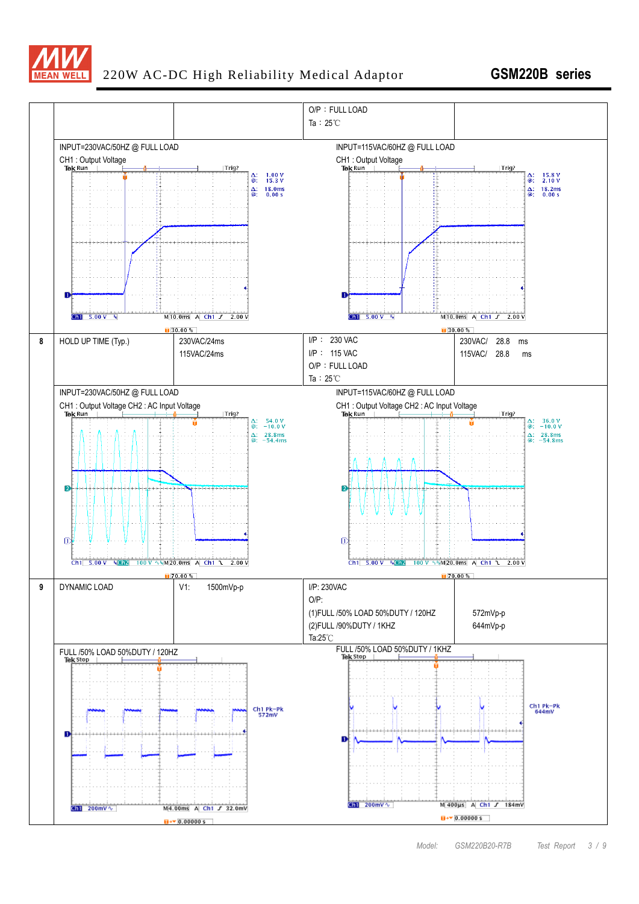# 220W AC-DC High Reliability Medical Adaptor — GSM220B series

| | | | O/P：FULL LOAD<br>Ta：25℃ | |
|---|---|---|---|---|

INPUT=230VAC/50HZ @ FULL LOAD
CH1 : Output Voltage

INPUT=115VAC/60HZ @ FULL LOAD
CH1 : Output Voltage

| 8 | HOLD UP TIME (Typ.) | 230VAC/24ms<br>115VAC/24ms | I/P： 230 VAC<br>I/P： 115 VAC<br>O/P：FULL LOAD<br>Ta：25℃ | 230VAC/ 28.8 ms<br>115VAC/ 28.8 ms |
|---|---|---|---|---|

INPUT=230VAC/50HZ @ FULL LOAD
CH1 : Output Voltage CH2 : AC Input Voltage

INPUT=115VAC/60HZ @ FULL LOAD
CH1 : Output Voltage CH2 : AC Input Voltage

| 9 | DYNAMIC LOAD | V1: 1500mVp-p | I/P: 230VAC<br>O/P:<br>(1)FULL /50% LOAD 50%DUTY / 120HZ<br>(2)FULL /90%DUTY / 1KHZ<br>Ta:25℃ | <br><br>572mVp-p<br>644mVp-p |
|---|---|---|---|---|

FULL /50% LOAD 50%DUTY / 120HZ

FULL /50% LOAD 50%DUTY / 1KHZ

Model: GSM220B20-R7B Test Report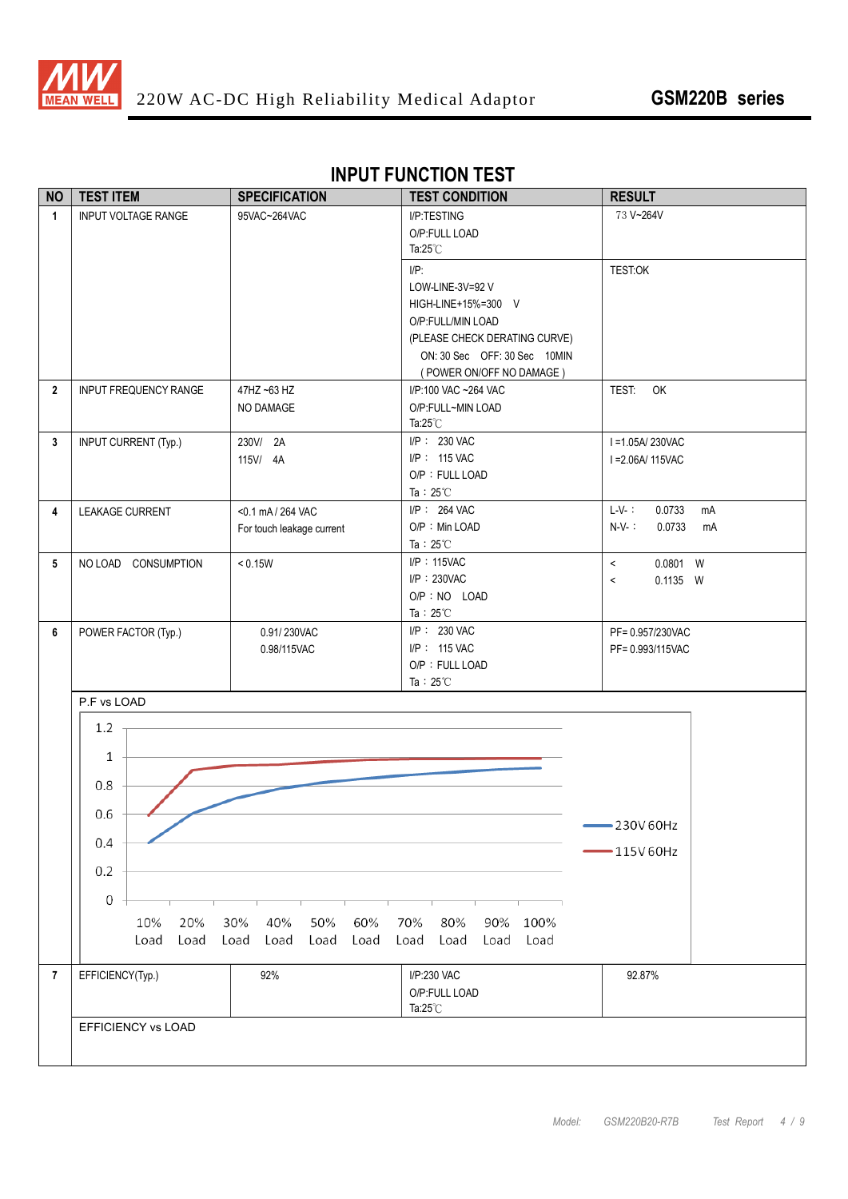# INPUT FUNCTION TEST

| NO | TEST ITEM | SPECIFICATION | TEST CONDITION | RESULT |
|---|---|---|---|---|
| 1 | INPUT VOLTAGE RANGE | 95VAC~264VAC | I/P:TESTING<br>O/P:FULL LOAD<br>Ta:25℃ | 73 V~264V |
| | | | I/P:<br>LOW-LINE-3V=92 V<br>HIGH-LINE+15%=300 V<br>O/P:FULL/MIN LOAD<br>(PLEASE CHECK DERATING CURVE)<br>ON: 30 Sec OFF: 30 Sec 10MIN<br>( POWER ON/OFF NO DAMAGE ) | TEST:OK |
| 2 | INPUT FREQUENCY RANGE | 47HZ ~63 HZ<br>NO DAMAGE | I/P:100 VAC ~264 VAC<br>O/P:FULL~MIN LOAD<br>Ta:25℃ | TEST: OK |
| 3 | INPUT CURRENT (Typ.) | 230V/ 2A<br>115V/ 4A | I/P： 230 VAC<br>I/P： 115 VAC<br>O/P：FULL LOAD<br>Ta：25℃ | I =1.05A/ 230VAC<br>I =2.06A/ 115VAC |
| 4 | LEAKAGE CURRENT | <0.1 mA / 264 VAC<br>For touch leakage current | I/P： 264 VAC<br>O/P：Min LOAD<br>Ta：25℃ | L-V-： 0.0733 mA<br>N-V-： 0.0733 mA |
| 5 | NO LOAD CONSUMPTION | < 0.15W | I/P：115VAC<br>I/P：230VAC<br>O/P：NO LOAD<br>Ta：25℃ | < 0.0801 W<br>< 0.1135 W |
| 6 | POWER FACTOR (Typ.) | 0.91/ 230VAC<br>0.98/115VAC | I/P： 230 VAC<br>I/P： 115 VAC<br>O/P：FULL LOAD<br>Ta：25℃ | PF= 0.957/230VAC<br>PF= 0.993/115VAC |

P.F vs LOAD

Legend: 230V 60Hz, 115V 60Hz. Y-axis: 0–1.2. X-axis: 10% Load – 100% Load.

| NO | TEST ITEM | SPECIFICATION | TEST CONDITION | RESULT |
|---|---|---|---|---|
| 7 | EFFICIENCY(Typ.) | 92% | I/P:230 VAC<br>O/P:FULL LOAD<br>Ta:25℃ | 92.87% |

EFFICIENCY vs LOAD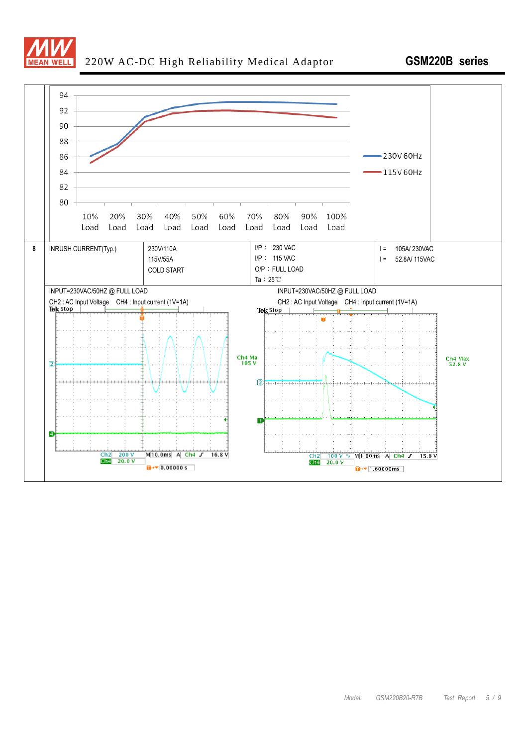| 94 | | | | | | | | | | |
|---|---|---|---|---|---|---|---|---|---|---|
| 92 | | | | | | | | | | |
| 90 | | | | | | | | | | |
| 88 | | | | | | | | | | |
| 86 | | | | | | | | | | 230V 60Hz |
| 84 | | | | | | | | | | 115V 60Hz |
| 82 | | | | | | | | | | |
| 80 | | | | | | | | | | |
| | 10% Load | 20% Load | 30% Load | 40% Load | 50% Load | 60% Load | 70% Load | 80% Load | 90% Load | 100% Load |

| 8 | INRUSH CURRENT(Typ.) | 230V/110A<br>115V/55A<br>COLD START | I/P : 230 VAC<br>I/P : 115 VAC<br>O/P : FULL LOAD<br>Ta : 25℃ | I = 105A/ 230VAC<br>I = 52.8A/ 115VAC |
|---|---|---|---|---|

INPUT=230VAC/50HZ @ FULL LOAD

CH2 : AC Input Voltage CH4 : Input current (1V=1A)

Tek Stop

Ch2 200 V M 10.0ms A Ch4 16.8 V
Ch4 20.0 V
0.00000 s

INPUT=230VAC/50HZ @ FULL LOAD

CH2 : AC Input Voltage CH4 : Input current (1V=1A)

Tek Stop

Ch4 Ma 105 V

Ch4 Max 52.8 V

Ch2 100 V M 1.00ms A Ch4 15.6 V
Ch4 20.0 V
1.60000ms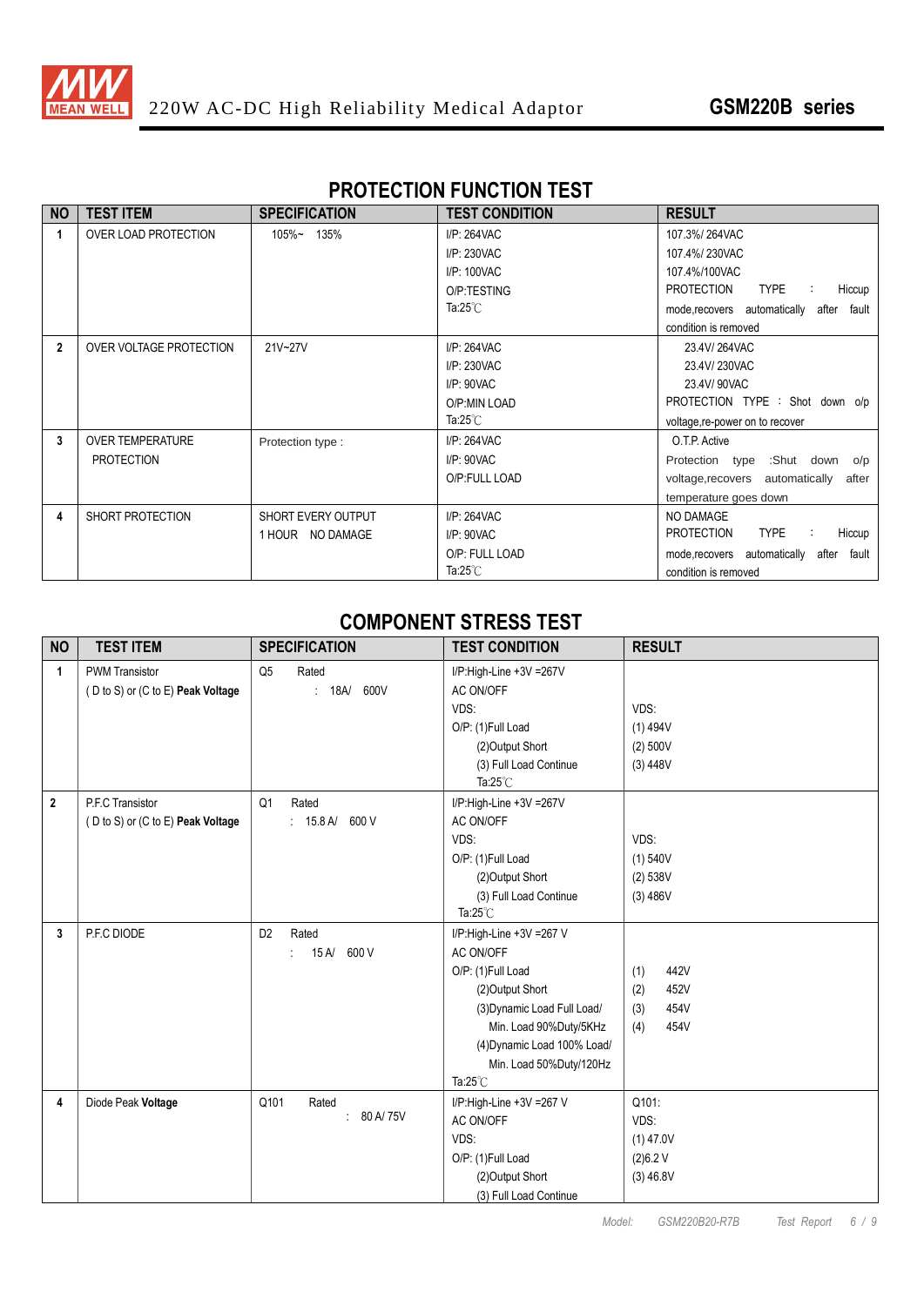## PROTECTION FUNCTION TEST

| NO | TEST ITEM | SPECIFICATION | TEST CONDITION | RESULT |
|---|---|---|---|---|
| 1 | OVER LOAD PROTECTION | 105%~ 135% | I/P: 264VAC<br>I/P: 230VAC<br>I/P: 100VAC<br>O/P:TESTING<br>Ta:25℃ | 107.3%/ 264VAC<br>107.4%/ 230VAC<br>107.4%/100VAC<br>PROTECTION TYPE : Hiccup mode,recovers automatically after fault condition is removed |
| 2 | OVER VOLTAGE PROTECTION | 21V~27V | I/P: 264VAC<br>I/P: 230VAC<br>I/P: 90VAC<br>O/P:MIN LOAD<br>Ta:25℃ | 23.4V/ 264VAC<br>23.4V/ 230VAC<br>23.4V/ 90VAC<br>PROTECTION TYPE : Shot down o/p voltage,re-power on to recover |
| 3 | OVER TEMPERATURE PROTECTION | Protection type : | I/P: 264VAC<br>I/P: 90VAC<br>O/P:FULL LOAD | O.T.P. Active<br>Protection type :Shut down o/p voltage,recovers automatically after temperature goes down |
| 4 | SHORT PROTECTION | SHORT EVERY OUTPUT<br>1 HOUR NO DAMAGE | I/P: 264VAC<br>I/P: 90VAC<br>O/P: FULL LOAD<br>Ta:25℃ | NO DAMAGE<br>PROTECTION TYPE : Hiccup mode,recovers automatically after fault condition is removed |

## COMPONENT STRESS TEST

| NO | TEST ITEM | SPECIFICATION | TEST CONDITION | RESULT |
|---|---|---|---|---|
| 1 | PWM Transistor<br>( D to S) or (C to E) **Peak Voltage** | Q5 Rated<br>: 18A/ 600V | I/P:High-Line +3V =267V<br>AC ON/OFF<br>VDS:<br>O/P: (1)Full Load<br>(2)Output Short<br>(3) Full Load Continue<br>Ta:25℃ | VDS:<br>(1) 494V<br>(2) 500V<br>(3) 448V |
| 2 | P.F.C Transistor<br>( D to S) or (C to E) **Peak Voltage** | Q1 Rated<br>: 15.8 A/ 600 V | I/P:High-Line +3V =267V<br>AC ON/OFF<br>VDS:<br>O/P: (1)Full Load<br>(2)Output Short<br>(3) Full Load Continue<br>Ta:25℃ | VDS:<br>(1) 540V<br>(2) 538V<br>(3) 486V |
| 3 | P.F.C DIODE | D2 Rated<br>: 15 A/ 600 V | I/P:High-Line +3V =267 V<br>AC ON/OFF<br>O/P: (1)Full Load<br>(2)Output Short<br>(3)Dynamic Load Full Load/ Min. Load 90%Duty/5KHz<br>(4)Dynamic Load 100% Load/ Min. Load 50%Duty/120Hz<br>Ta:25℃ | (1) 442V<br>(2) 452V<br>(3) 454V<br>(4) 454V |
| 4 | Diode Peak **Voltage** | Q101 Rated<br>: 80 A/ 75V | I/P:High-Line +3V =267 V<br>AC ON/OFF<br>VDS:<br>O/P: (1)Full Load<br>(2)Output Short<br>(3) Full Load Continue | Q101:<br>VDS:<br>(1) 47.0V<br>(2)6.2 V<br>(3) 46.8V |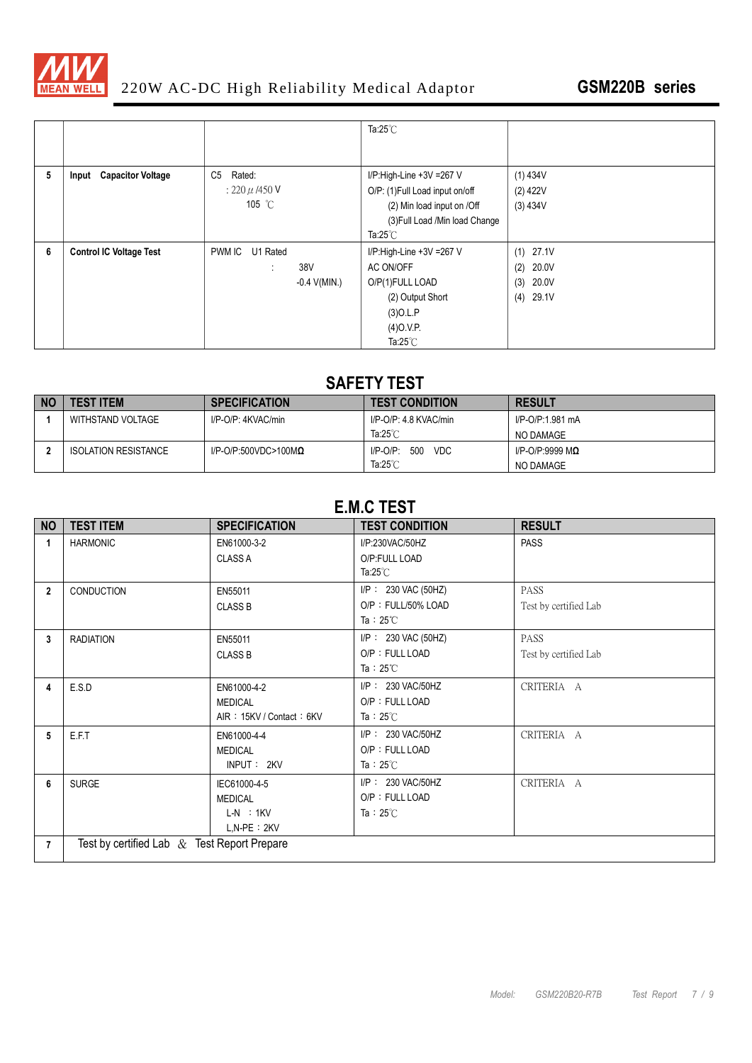| | | | Ta:25℃ | |
|---|---|---|---|---|
| 5 | **Input Capacitor Voltage** | C5 Rated: : 220 μ /450 V 105 ℃ | I/P:High-Line +3V =267 V<br>O/P: (1)Full Load input on/off<br>(2) Min load input on /Off<br>(3)Full Load /Min load Change<br>Ta:25℃ | (1) 434V<br>(2) 422V<br>(3) 434V |
| 6 | **Control IC Voltage Test** | PWM IC U1 Rated : 38V -0.4 V(MIN.) | I/P:High-Line +3V =267 V<br>AC ON/OFF<br>O/P(1)FULL LOAD<br>(2) Output Short<br>(3)O.L.P<br>(4)O.V.P.<br>Ta:25℃ | (1) 27.1V<br>(2) 20.0V<br>(3) 20.0V<br>(4) 29.1V |

## SAFETY TEST

| NO | TEST ITEM | SPECIFICATION | TEST CONDITION | RESULT |
|---|---|---|---|---|
| 1 | WITHSTAND VOLTAGE | I/P-O/P: 4KVAC/min | I/P-O/P: 4.8 KVAC/min<br>Ta:25℃ | I/P-O/P:1.981 mA<br>NO DAMAGE |
| 2 | ISOLATION RESISTANCE | I/P-O/P:500VDC>100MΩ | I/P-O/P: 500 VDC<br>Ta:25℃ | I/P-O/P:9999 MΩ<br>NO DAMAGE |

## E.M.C TEST

| NO | TEST ITEM | SPECIFICATION | TEST CONDITION | RESULT |
|---|---|---|---|---|
| 1 | HARMONIC | EN61000-3-2<br>CLASS A | I/P:230VAC/50HZ<br>O/P:FULL LOAD<br>Ta:25℃ | PASS |
| 2 | CONDUCTION | EN55011<br>CLASS B | I/P : 230 VAC (50HZ)<br>O/P : FULL/50% LOAD<br>Ta : 25℃ | PASS<br>Test by certified Lab |
| 3 | RADIATION | EN55011<br>CLASS B | I/P : 230 VAC (50HZ)<br>O/P : FULL LOAD<br>Ta : 25℃ | PASS<br>Test by certified Lab |
| 4 | E.S.D | EN61000-4-2<br>MEDICAL<br>AIR : 15KV / Contact : 6KV | I/P : 230 VAC/50HZ<br>O/P : FULL LOAD<br>Ta : 25℃ | CRITERIA A |
| 5 | E.F.T | EN61000-4-4<br>MEDICAL<br>INPUT : 2KV | I/P : 230 VAC/50HZ<br>O/P : FULL LOAD<br>Ta : 25℃ | CRITERIA A |
| 6 | SURGE | IEC61000-4-5<br>MEDICAL<br>L-N : 1KV<br>L,N-PE : 2KV | I/P : 230 VAC/50HZ<br>O/P : FULL LOAD<br>Ta : 25℃ | CRITERIA A |
| 7 | Test by certified Lab & Test Report Prepare | | | |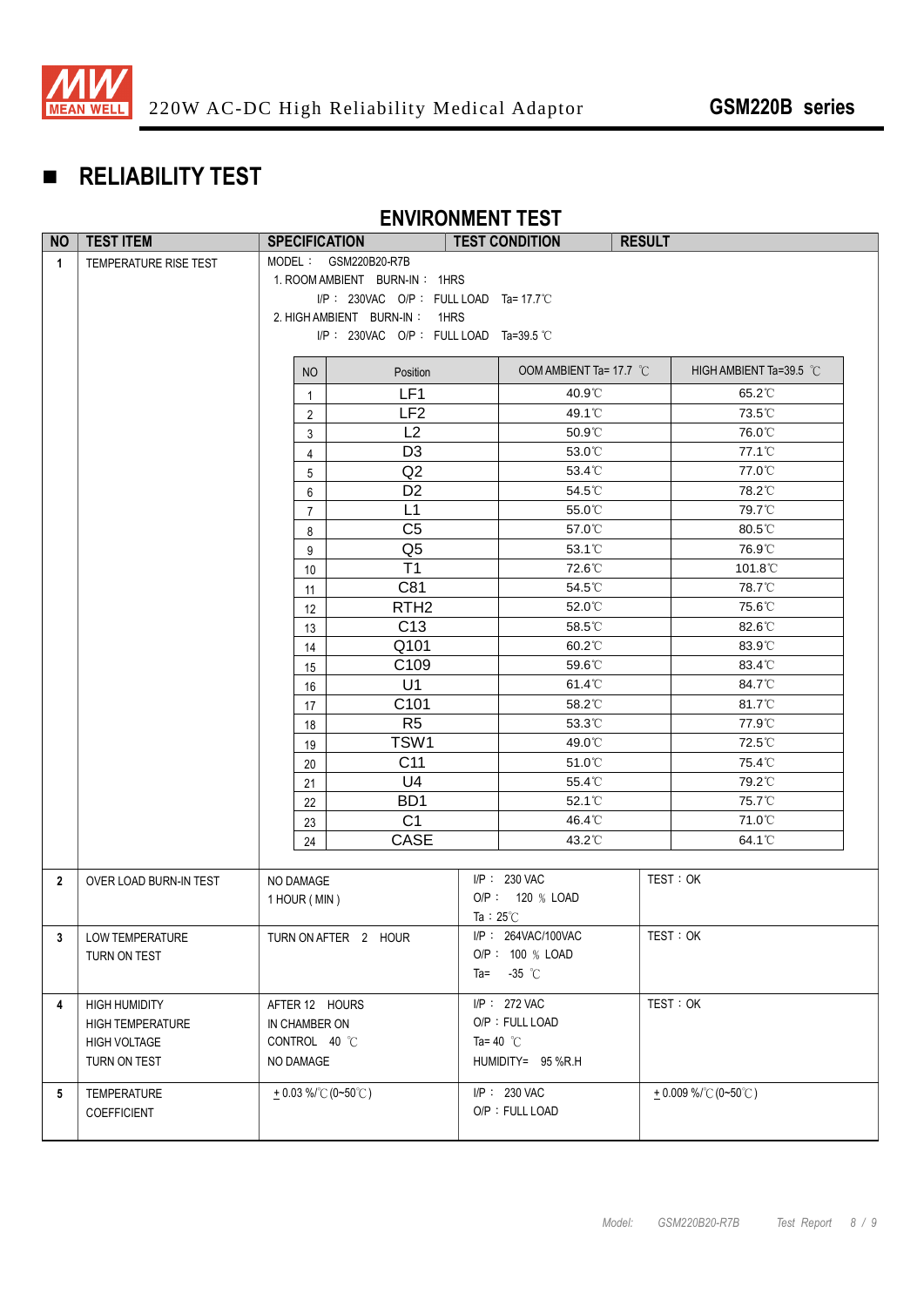## ■ RELIABILITY TEST

### ENVIRONMENT TEST

| NO | TEST ITEM | SPECIFICATION | TEST CONDITION | RESULT |
|---|---|---|---|---|
| 1 | TEMPERATURE RISE TEST | MODEL： GSM220B20-R7B<br>1. ROOM AMBIENT BURN-IN： 1HRS<br>I/P： 230VAC O/P： FULL LOAD Ta= 17.7℃<br>2. HIGH AMBIENT BURN-IN： 1HRS<br>I/P： 230VAC O/P： FULL LOAD Ta=39.5 ℃ | | |

| NO | Position | OOM AMBIENT Ta= 17.7 ℃ | HIGH AMBIENT Ta=39.5 ℃ |
|---|---|---|---|
| 1 | LF1 | 40.9℃ | 65.2℃ |
| 2 | LF2 | 49.1℃ | 73.5℃ |
| 3 | L2 | 50.9℃ | 76.0℃ |
| 4 | D3 | 53.0℃ | 77.1℃ |
| 5 | Q2 | 53.4℃ | 77.0℃ |
| 6 | D2 | 54.5℃ | 78.2℃ |
| 7 | L1 | 55.0℃ | 79.7℃ |
| 8 | C5 | 57.0℃ | 80.5℃ |
| 9 | Q5 | 53.1℃ | 76.9℃ |
| 10 | T1 | 72.6℃ | 101.8℃ |
| 11 | C81 | 54.5℃ | 78.7℃ |
| 12 | RTH2 | 52.0℃ | 75.6℃ |
| 13 | C13 | 58.5℃ | 82.6℃ |
| 14 | Q101 | 60.2℃ | 83.9℃ |
| 15 | C109 | 59.6℃ | 83.4℃ |
| 16 | U1 | 61.4℃ | 84.7℃ |
| 17 | C101 | 58.2℃ | 81.7℃ |
| 18 | R5 | 53.3℃ | 77.9℃ |
| 19 | TSW1 | 49.0℃ | 72.5℃ |
| 20 | C11 | 51.0℃ | 75.4℃ |
| 21 | U4 | 55.4℃ | 79.2℃ |
| 22 | BD1 | 52.1℃ | 75.7℃ |
| 23 | C1 | 46.4℃ | 71.0℃ |
| 24 | CASE | 43.2℃ | 64.1℃ |

| NO | TEST ITEM | SPECIFICATION | TEST CONDITION | RESULT |
|---|---|---|---|---|
| 2 | OVER LOAD BURN-IN TEST | NO DAMAGE<br>1 HOUR ( MIN ) | I/P： 230 VAC<br>O/P： 120 ％ LOAD<br>Ta：25℃ | TEST：OK |
| 3 | LOW TEMPERATURE TURN ON TEST | TURN ON AFTER 2 HOUR | I/P： 264VAC/100VAC<br>O/P： 100 ％ LOAD<br>Ta= -35 ℃ | TEST：OK |
| 4 | HIGH HUMIDITY HIGH TEMPERATURE HIGH VOLTAGE TURN ON TEST | AFTER 12 HOURS<br>IN CHAMBER ON<br>CONTROL 40 ℃<br>NO DAMAGE | I/P： 272 VAC<br>O/P：FULL LOAD<br>Ta= 40 ℃<br>HUMIDITY= 95 %R.H | TEST：OK |
| 5 | TEMPERATURE COEFFICIENT | ± 0.03 %/℃ (0~50℃) | I/P： 230 VAC<br>O/P：FULL LOAD | ± 0.009 %/℃ (0~50℃) |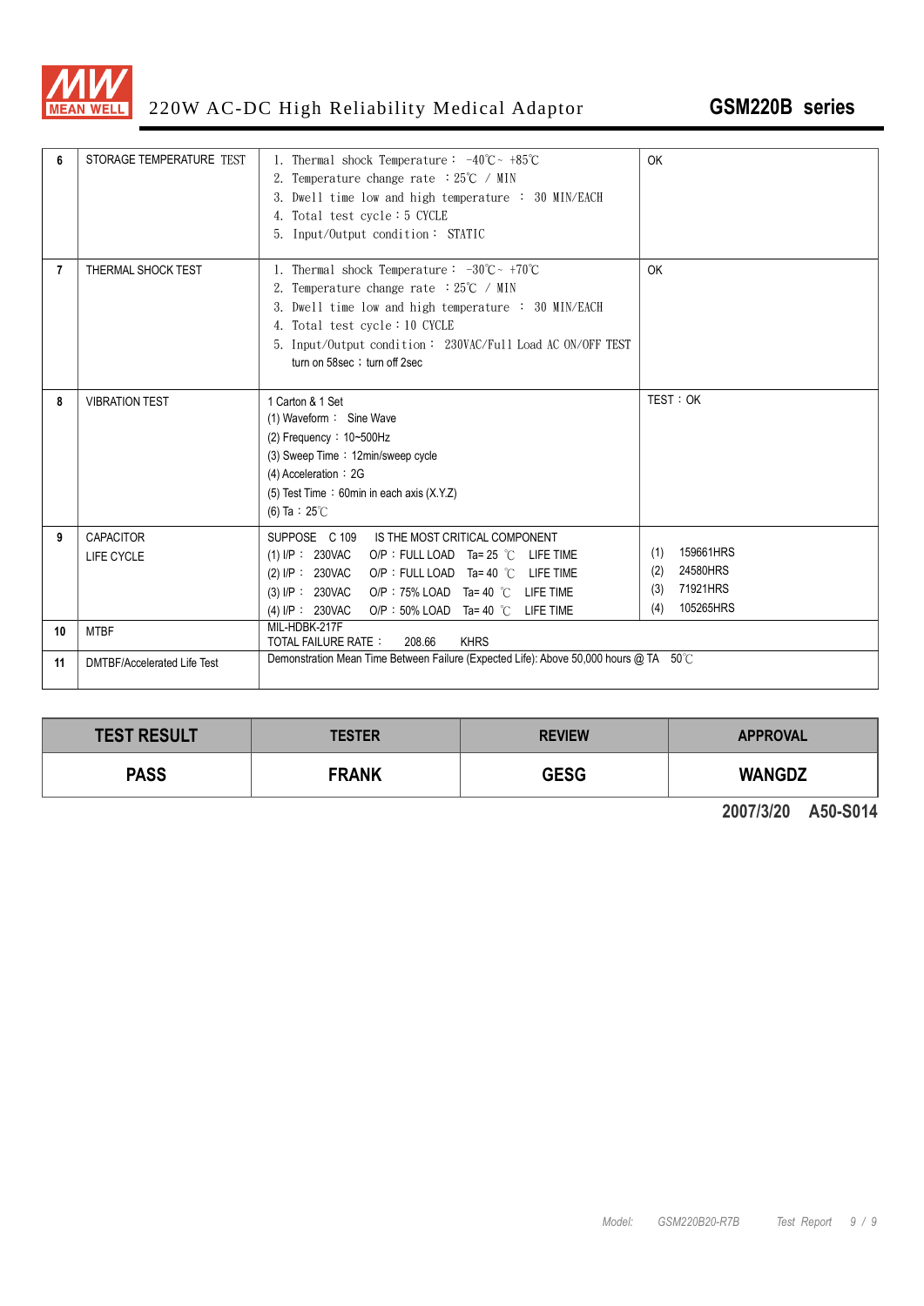| | | | |
|---|---|---|---|
| 6 | STORAGE TEMPERATURE TEST | 1. Thermal shock Temperature： -40℃～ +85℃<br>2. Temperature change rate ：25℃ / MIN<br>3. Dwell time low and high temperature ： 30 MIN/EACH<br>4. Total test cycle：5 CYCLE<br>5. Input/Output condition： STATIC | OK |
| 7 | THERMAL SHOCK TEST | 1. Thermal shock Temperature： -30℃～ +70℃<br>2. Temperature change rate ：25℃ / MIN<br>3. Dwell time low and high temperature ： 30 MIN/EACH<br>4. Total test cycle：10 CYCLE<br>5. Input/Output condition： 230VAC/Full Load AC ON/OFF TEST turn on 58sec；turn off 2sec | OK |
| 8 | VIBRATION TEST | 1 Carton & 1 Set<br>(1) Waveform： Sine Wave<br>(2) Frequency：10~500Hz<br>(3) Sweep Time：12min/sweep cycle<br>(4) Acceleration：2G<br>(5) Test Time：60min in each axis (X.Y.Z)<br>(6) Ta：25℃ | TEST：OK |
| 9 | CAPACITOR LIFE CYCLE | SUPPOSE C 109 IS THE MOST CRITICAL COMPONENT<br>(1) I/P： 230VAC O/P：FULL LOAD Ta= 25 ℃ LIFE TIME<br>(2) I/P： 230VAC O/P：FULL LOAD Ta= 40 ℃ LIFE TIME<br>(3) I/P： 230VAC O/P：75% LOAD Ta= 40 ℃ LIFE TIME<br>(4) I/P： 230VAC O/P：50% LOAD Ta= 40 ℃ LIFE TIME | (1) 159661HRS<br>(2) 24580HRS<br>(3) 71921HRS<br>(4) 105265HRS |
| 10 | MTBF | MIL-HDBK-217F<br>TOTAL FAILURE RATE： 208.66 KHRS | |
| 11 | DMTBF/Accelerated Life Test | Demonstration Mean Time Between Failure (Expected Life): Above 50,000 hours @ TA 50℃ | |

| TEST RESULT | TESTER | REVIEW | APPROVAL |
|---|---|---|---|
| PASS | FRANK | GESG | WANGDZ |

**2007/3/20 A50-S014**